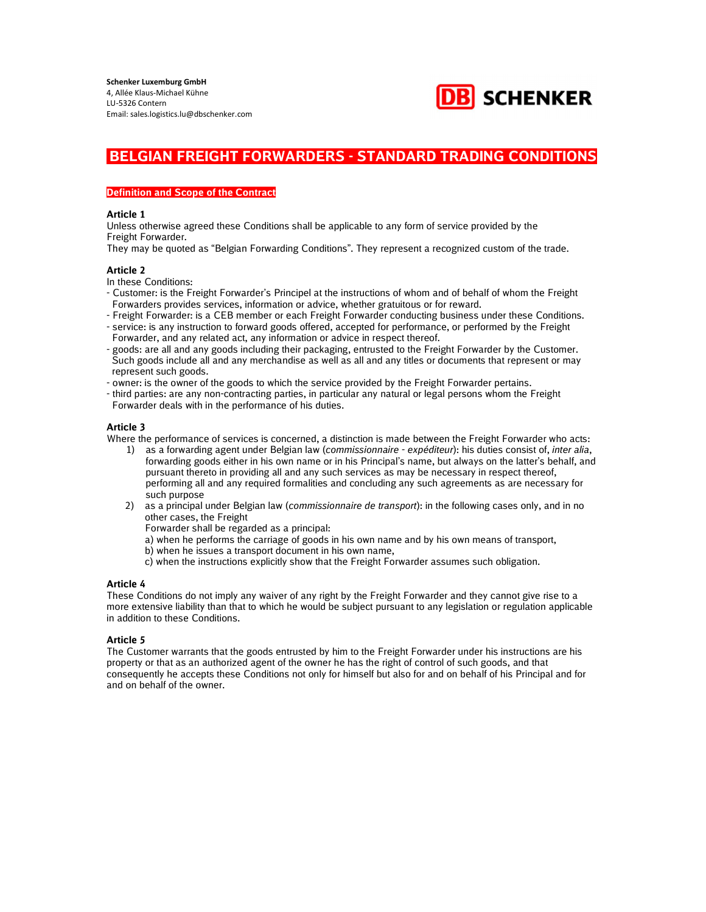**Schenker Luxemburg GmbH**
4, Allée Klaus-Michael Kühne
LU-5326 Contern
Email: sales.logistics.lu@dbschenker.com

# BELGIAN FREIGHT FORWARDERS - STANDARD TRADING CONDITIONS

## Definition and Scope of the Contract

### Article 1

Unless otherwise agreed these Conditions shall be applicable to any form of service provided by the Freight Forwarder.
They may be quoted as "Belgian Forwarding Conditions". They represent a recognized custom of the trade.

### Article 2

In these Conditions:

- Customer: is the Freight Forwarder's Principel at the instructions of whom and of behalf of whom the Freight Forwarders provides services, information or advice, whether gratuitous or for reward.
- Freight Forwarder: is a CEB member or each Freight Forwarder conducting business under these Conditions.
- service: is any instruction to forward goods offered, accepted for performance, or performed by the Freight Forwarder, and any related act, any information or advice in respect thereof.
- goods: are all and any goods including their packaging, entrusted to the Freight Forwarder by the Customer. Such goods include all and any merchandise as well as all and any titles or documents that represent or may represent such goods.
- owner: is the owner of the goods to which the service provided by the Freight Forwarder pertains.
- third parties: are any non-contracting parties, in particular any natural or legal persons whom the Freight Forwarder deals with in the performance of his duties.

### Article 3

Where the performance of services is concerned, a distinction is made between the Freight Forwarder who acts:

1) as a forwarding agent under Belgian law (*commissionnaire - expéditeur*): his duties consist of, *inter alia*, forwarding goods either in his own name or in his Principal's name, but always on the latter's behalf, and pursuant thereto in providing all and any such services as may be necessary in respect thereof, performing all and any required formalities and concluding any such agreements as are necessary for such purpose
2) as a principal under Belgian law (*commissionnaire de transport*): in the following cases only, and in no other cases, the Freight
   Forwarder shall be regarded as a principal:
   a) when he performs the carriage of goods in his own name and by his own means of transport,
   b) when he issues a transport document in his own name,
   c) when the instructions explicitly show that the Freight Forwarder assumes such obligation.

### Article 4

These Conditions do not imply any waiver of any right by the Freight Forwarder and they cannot give rise to a more extensive liability than that to which he would be subject pursuant to any legislation or regulation applicable in addition to these Conditions.

### Article 5

The Customer warrants that the goods entrusted by him to the Freight Forwarder under his instructions are his property or that as an authorized agent of the owner he has the right of control of such goods, and that consequently he accepts these Conditions not only for himself but also for and on behalf of his Principal and for and on behalf of the owner.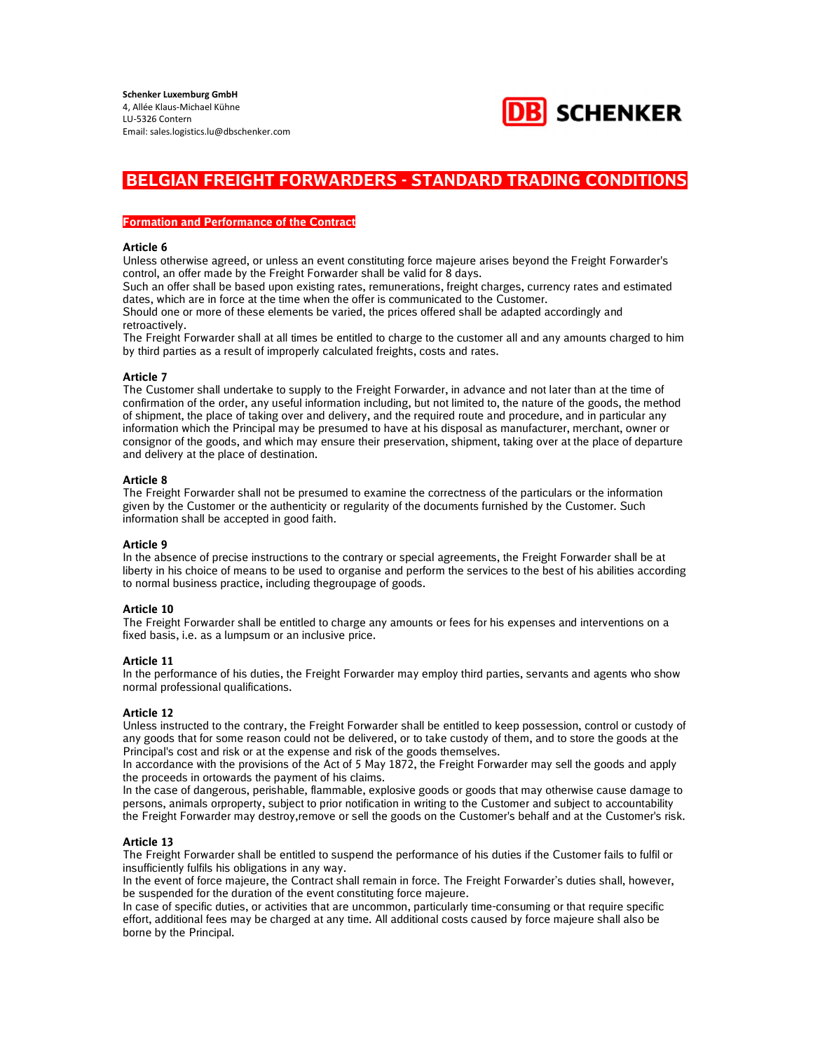**Schenker Luxemburg GmbH**
4, Allée Klaus-Michael Kühne
LU-5326 Contern
Email: sales.logistics.lu@dbschenker.com

# BELGIAN FREIGHT FORWARDERS - STANDARD TRADING CONDITIONS

## Formation and Performance of the Contract

### Article 6

Unless otherwise agreed, or unless an event constituting force majeure arises beyond the Freight Forwarder's control, an offer made by the Freight Forwarder shall be valid for 8 days.
Such an offer shall be based upon existing rates, remunerations, freight charges, currency rates and estimated dates, which are in force at the time when the offer is communicated to the Customer.
Should one or more of these elements be varied, the prices offered shall be adapted accordingly and retroactively.
The Freight Forwarder shall at all times be entitled to charge to the customer all and any amounts charged to him by third parties as a result of improperly calculated freights, costs and rates.

### Article 7

The Customer shall undertake to supply to the Freight Forwarder, in advance and not later than at the time of confirmation of the order, any useful information including, but not limited to, the nature of the goods, the method of shipment, the place of taking over and delivery, and the required route and procedure, and in particular any information which the Principal may be presumed to have at his disposal as manufacturer, merchant, owner or consignor of the goods, and which may ensure their preservation, shipment, taking over at the place of departure and delivery at the place of destination.

### Article 8

The Freight Forwarder shall not be presumed to examine the correctness of the particulars or the information given by the Customer or the authenticity or regularity of the documents furnished by the Customer. Such information shall be accepted in good faith.

### Article 9

In the absence of precise instructions to the contrary or special agreements, the Freight Forwarder shall be at liberty in his choice of means to be used to organise and perform the services to the best of his abilities according to normal business practice, including thegroupage of goods.

### Article 10

The Freight Forwarder shall be entitled to charge any amounts or fees for his expenses and interventions on a fixed basis, i.e. as a lumpsum or an inclusive price.

### Article 11

In the performance of his duties, the Freight Forwarder may employ third parties, servants and agents who show normal professional qualifications.

### Article 12

Unless instructed to the contrary, the Freight Forwarder shall be entitled to keep possession, control or custody of any goods that for some reason could not be delivered, or to take custody of them, and to store the goods at the Principal's cost and risk or at the expense and risk of the goods themselves.
In accordance with the provisions of the Act of 5 May 1872, the Freight Forwarder may sell the goods and apply the proceeds in ortowards the payment of his claims.
In the case of dangerous, perishable, flammable, explosive goods or goods that may otherwise cause damage to persons, animals orproperty, subject to prior notification in writing to the Customer and subject to accountability the Freight Forwarder may destroy,remove or sell the goods on the Customer's behalf and at the Customer's risk.

### Article 13

The Freight Forwarder shall be entitled to suspend the performance of his duties if the Customer fails to fulfil or insufficiently fulfils his obligations in any way.
In the event of force majeure, the Contract shall remain in force. The Freight Forwarder's duties shall, however, be suspended for the duration of the event constituting force majeure.
In case of specific duties, or activities that are uncommon, particularly time-consuming or that require specific effort, additional fees may be charged at any time. All additional costs caused by force majeure shall also be borne by the Principal.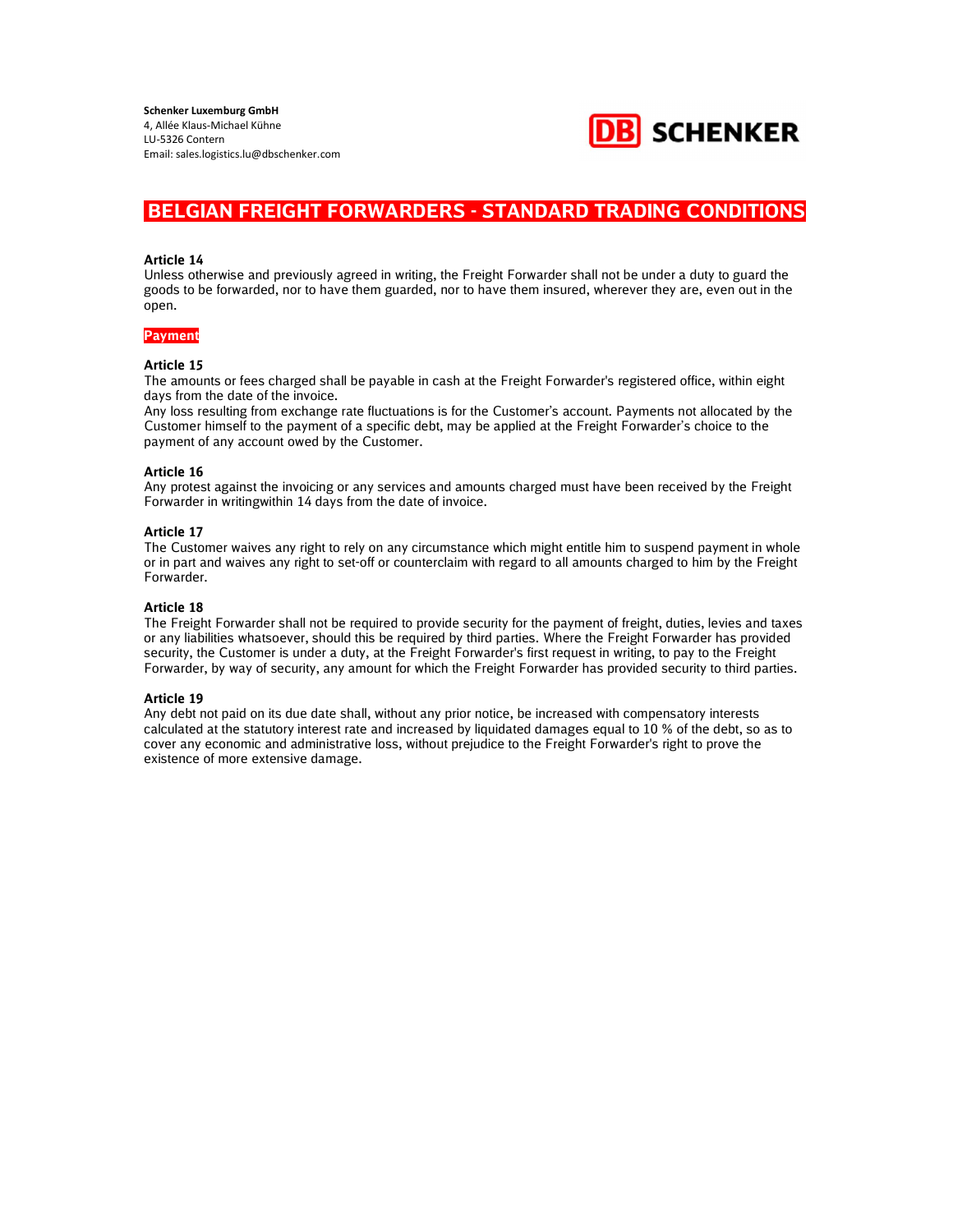Schenker Luxemburg GmbH
4, Allée Klaus-Michael Kühne
LU-5326 Contern
Email: sales.logistics.lu@dbschenker.com

# BELGIAN FREIGHT FORWARDERS - STANDARD TRADING CONDITIONS

**Article 14**
Unless otherwise and previously agreed in writing, the Freight Forwarder shall not be under a duty to guard the goods to be forwarded, nor to have them guarded, nor to have them insured, wherever they are, even out in the open.

## Payment

**Article 15**
The amounts or fees charged shall be payable in cash at the Freight Forwarder's registered office, within eight days from the date of the invoice.
Any loss resulting from exchange rate fluctuations is for the Customer's account. Payments not allocated by the Customer himself to the payment of a specific debt, may be applied at the Freight Forwarder's choice to the payment of any account owed by the Customer.

**Article 16**
Any protest against the invoicing or any services and amounts charged must have been received by the Freight Forwarder in writingwithin 14 days from the date of invoice.

**Article 17**
The Customer waives any right to rely on any circumstance which might entitle him to suspend payment in whole or in part and waives any right to set-off or counterclaim with regard to all amounts charged to him by the Freight Forwarder.

**Article 18**
The Freight Forwarder shall not be required to provide security for the payment of freight, duties, levies and taxes or any liabilities whatsoever, should this be required by third parties. Where the Freight Forwarder has provided security, the Customer is under a duty, at the Freight Forwarder's first request in writing, to pay to the Freight Forwarder, by way of security, any amount for which the Freight Forwarder has provided security to third parties.

**Article 19**
Any debt not paid on its due date shall, without any prior notice, be increased with compensatory interests calculated at the statutory interest rate and increased by liquidated damages equal to 10 % of the debt, so as to cover any economic and administrative loss, without prejudice to the Freight Forwarder's right to prove the existence of more extensive damage.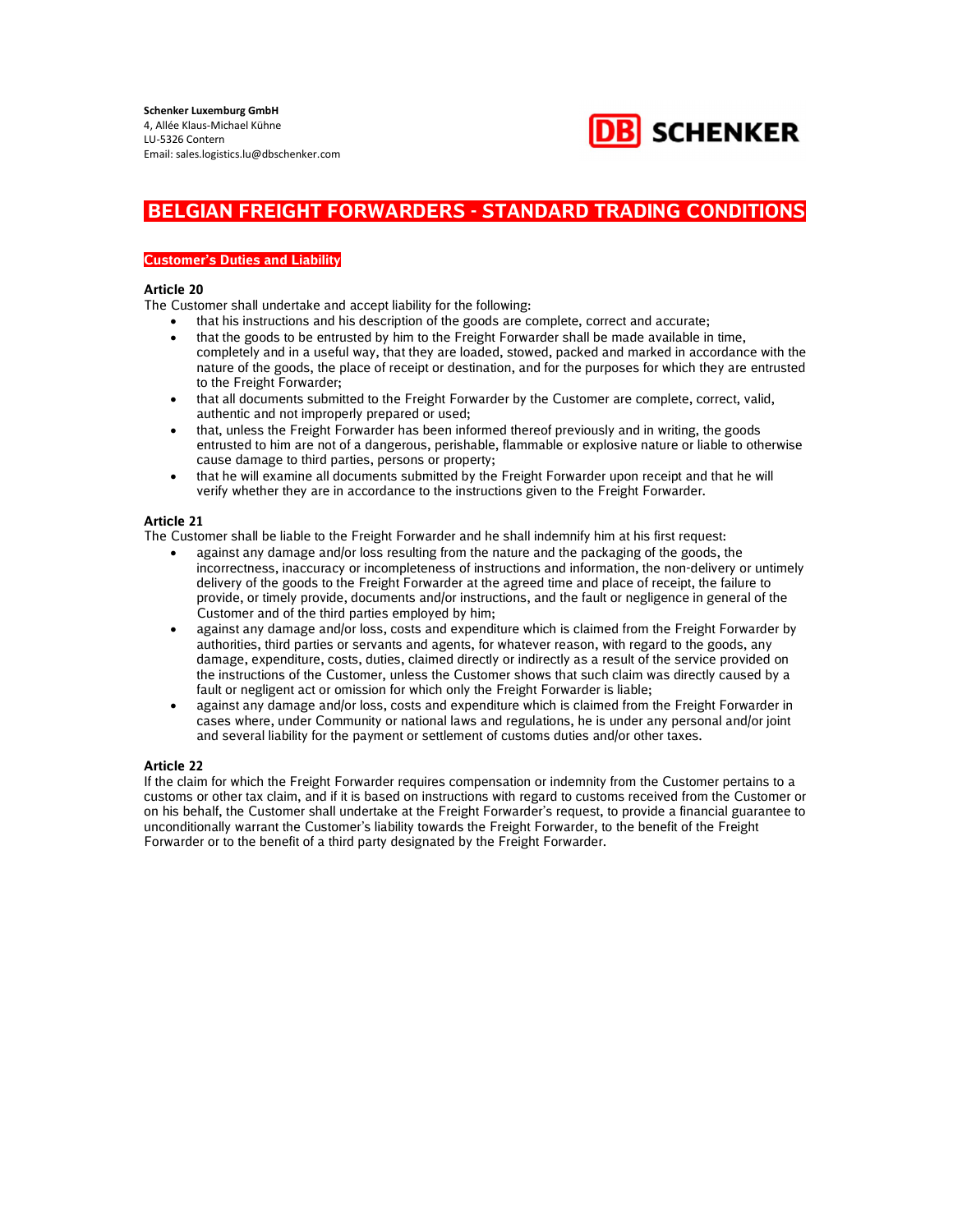# BELGIAN FREIGHT FORWARDERS - STANDARD TRADING CONDITIONS

## Customer's Duties and Liability

### Article 20

The Customer shall undertake and accept liability for the following:

- that his instructions and his description of the goods are complete, correct and accurate;
- that the goods to be entrusted by him to the Freight Forwarder shall be made available in time, completely and in a useful way, that they are loaded, stowed, packed and marked in accordance with the nature of the goods, the place of receipt or destination, and for the purposes for which they are entrusted to the Freight Forwarder;
- that all documents submitted to the Freight Forwarder by the Customer are complete, correct, valid, authentic and not improperly prepared or used;
- that, unless the Freight Forwarder has been informed thereof previously and in writing, the goods entrusted to him are not of a dangerous, perishable, flammable or explosive nature or liable to otherwise cause damage to third parties, persons or property;
- that he will examine all documents submitted by the Freight Forwarder upon receipt and that he will verify whether they are in accordance to the instructions given to the Freight Forwarder.

### Article 21

The Customer shall be liable to the Freight Forwarder and he shall indemnify him at his first request:

- against any damage and/or loss resulting from the nature and the packaging of the goods, the incorrectness, inaccuracy or incompleteness of instructions and information, the non-delivery or untimely delivery of the goods to the Freight Forwarder at the agreed time and place of receipt, the failure to provide, or timely provide, documents and/or instructions, and the fault or negligence in general of the Customer and of the third parties employed by him;
- against any damage and/or loss, costs and expenditure which is claimed from the Freight Forwarder by authorities, third parties or servants and agents, for whatever reason, with regard to the goods, any damage, expenditure, costs, duties, claimed directly or indirectly as a result of the service provided on the instructions of the Customer, unless the Customer shows that such claim was directly caused by a fault or negligent act or omission for which only the Freight Forwarder is liable;
- against any damage and/or loss, costs and expenditure which is claimed from the Freight Forwarder in cases where, under Community or national laws and regulations, he is under any personal and/or joint and several liability for the payment or settlement of customs duties and/or other taxes.

### Article 22

If the claim for which the Freight Forwarder requires compensation or indemnity from the Customer pertains to a customs or other tax claim, and if it is based on instructions with regard to customs received from the Customer or on his behalf, the Customer shall undertake at the Freight Forwarder's request, to provide a financial guarantee to unconditionally warrant the Customer's liability towards the Freight Forwarder, to the benefit of the Freight Forwarder or to the benefit of a third party designated by the Freight Forwarder.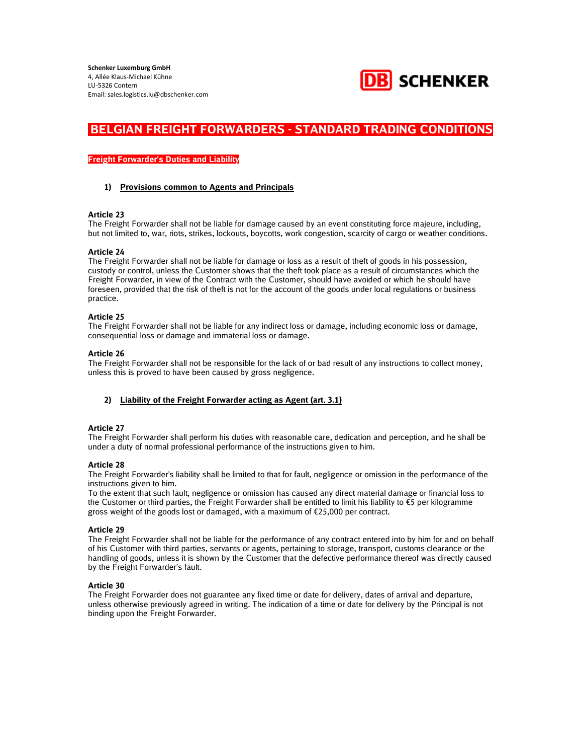Schenker Luxemburg GmbH
4, Allée Klaus-Michael Kühne
LU-5326 Contern
Email: sales.logistics.lu@dbschenker.com

# BELGIAN FREIGHT FORWARDERS - STANDARD TRADING CONDITIONS

## Freight Forwarder's Duties and Liability

### 1) Provisions common to Agents and Principals

**Article 23**
The Freight Forwarder shall not be liable for damage caused by an event constituting force majeure, including, but not limited to, war, riots, strikes, lockouts, boycotts, work congestion, scarcity of cargo or weather conditions.

**Article 24**
The Freight Forwarder shall not be liable for damage or loss as a result of theft of goods in his possession, custody or control, unless the Customer shows that the theft took place as a result of circumstances which the Freight Forwarder, in view of the Contract with the Customer, should have avoided or which he should have foreseen, provided that the risk of theft is not for the account of the goods under local regulations or business practice.

**Article 25**
The Freight Forwarder shall not be liable for any indirect loss or damage, including economic loss or damage, consequential loss or damage and immaterial loss or damage.

**Article 26**
The Freight Forwarder shall not be responsible for the lack of or bad result of any instructions to collect money, unless this is proved to have been caused by gross negligence.

### 2) Liability of the Freight Forwarder acting as Agent (art. 3.1)

**Article 27**
The Freight Forwarder shall perform his duties with reasonable care, dedication and perception, and he shall be under a duty of normal professional performance of the instructions given to him.

**Article 28**
The Freight Forwarder's liability shall be limited to that for fault, negligence or omission in the performance of the instructions given to him.
To the extent that such fault, negligence or omission has caused any direct material damage or financial loss to the Customer or third parties, the Freight Forwarder shall be entitled to limit his liability to €5 per kilogramme gross weight of the goods lost or damaged, with a maximum of €25,000 per contract.

**Article 29**
The Freight Forwarder shall not be liable for the performance of any contract entered into by him for and on behalf of his Customer with third parties, servants or agents, pertaining to storage, transport, customs clearance or the handling of goods, unless it is shown by the Customer that the defective performance thereof was directly caused by the Freight Forwarder's fault.

**Article 30**
The Freight Forwarder does not guarantee any fixed time or date for delivery, dates of arrival and departure, unless otherwise previously agreed in writing. The indication of a time or date for delivery by the Principal is not binding upon the Freight Forwarder.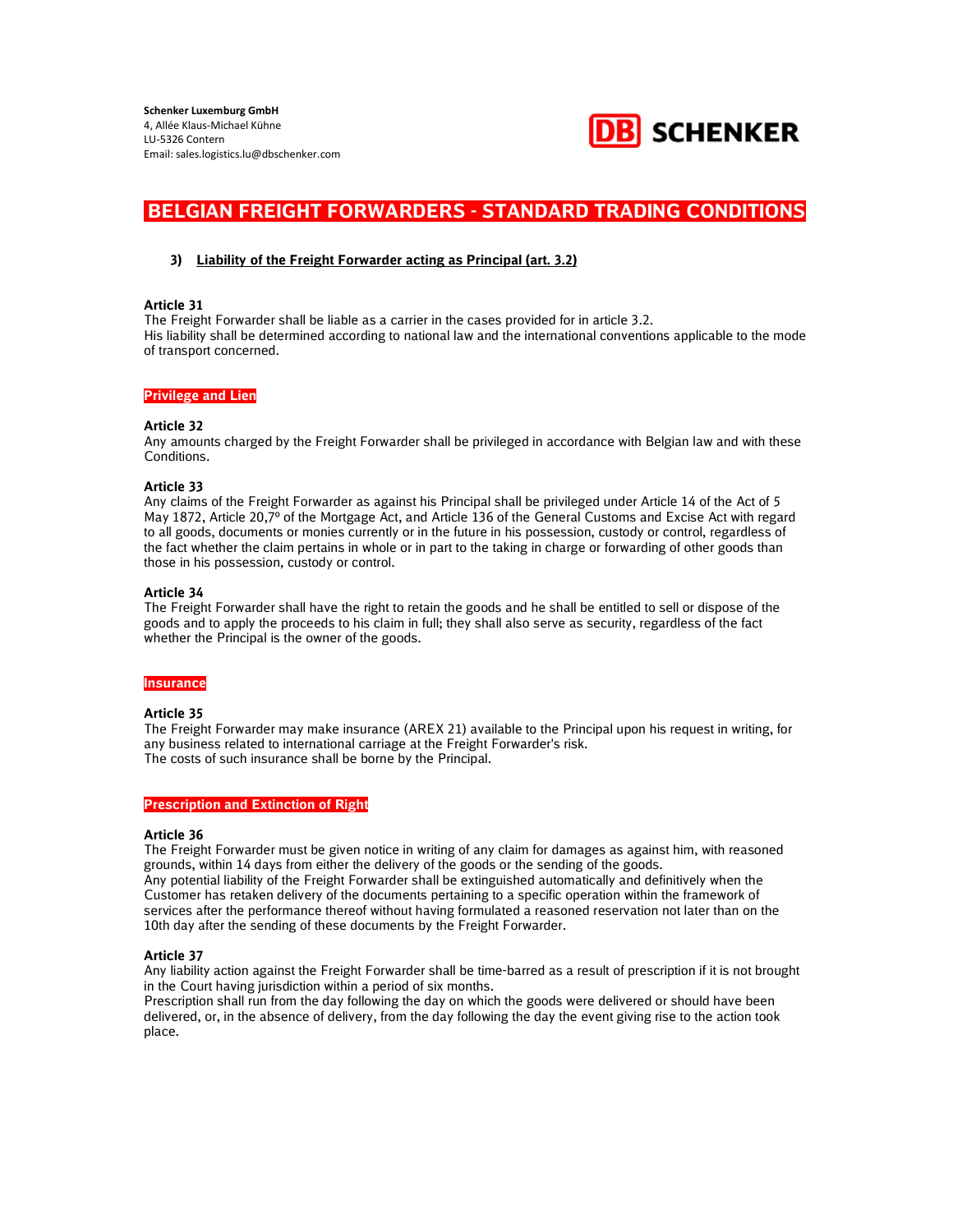Schenker Luxemburg GmbH
4, Allée Klaus-Michael Kühne
LU-5326 Contern
Email: sales.logistics.lu@dbschenker.com

# BELGIAN FREIGHT FORWARDERS - STANDARD TRADING CONDITIONS

### 3) Liability of the Freight Forwarder acting as Principal (art. 3.2)

**Article 31**
The Freight Forwarder shall be liable as a carrier in the cases provided for in article 3.2.
His liability shall be determined according to national law and the international conventions applicable to the mode of transport concerned.

## Privilege and Lien

**Article 32**
Any amounts charged by the Freight Forwarder shall be privileged in accordance with Belgian law and with these Conditions.

**Article 33**
Any claims of the Freight Forwarder as against his Principal shall be privileged under Article 14 of the Act of 5 May 1872, Article 20,7º of the Mortgage Act, and Article 136 of the General Customs and Excise Act with regard to all goods, documents or monies currently or in the future in his possession, custody or control, regardless of the fact whether the claim pertains in whole or in part to the taking in charge or forwarding of other goods than those in his possession, custody or control.

**Article 34**
The Freight Forwarder shall have the right to retain the goods and he shall be entitled to sell or dispose of the goods and to apply the proceeds to his claim in full; they shall also serve as security, regardless of the fact whether the Principal is the owner of the goods.

## Insurance

**Article 35**
The Freight Forwarder may make insurance (AREX 21) available to the Principal upon his request in writing, for any business related to international carriage at the Freight Forwarder's risk.
The costs of such insurance shall be borne by the Principal.

## Prescription and Extinction of Right

**Article 36**
The Freight Forwarder must be given notice in writing of any claim for damages as against him, with reasoned grounds, within 14 days from either the delivery of the goods or the sending of the goods.
Any potential liability of the Freight Forwarder shall be extinguished automatically and definitively when the Customer has retaken delivery of the documents pertaining to a specific operation within the framework of services after the performance thereof without having formulated a reasoned reservation not later than on the 10th day after the sending of these documents by the Freight Forwarder.

**Article 37**
Any liability action against the Freight Forwarder shall be time-barred as a result of prescription if it is not brought in the Court having jurisdiction within a period of six months.
Prescription shall run from the day following the day on which the goods were delivered or should have been delivered, or, in the absence of delivery, from the day following the day the event giving rise to the action took place.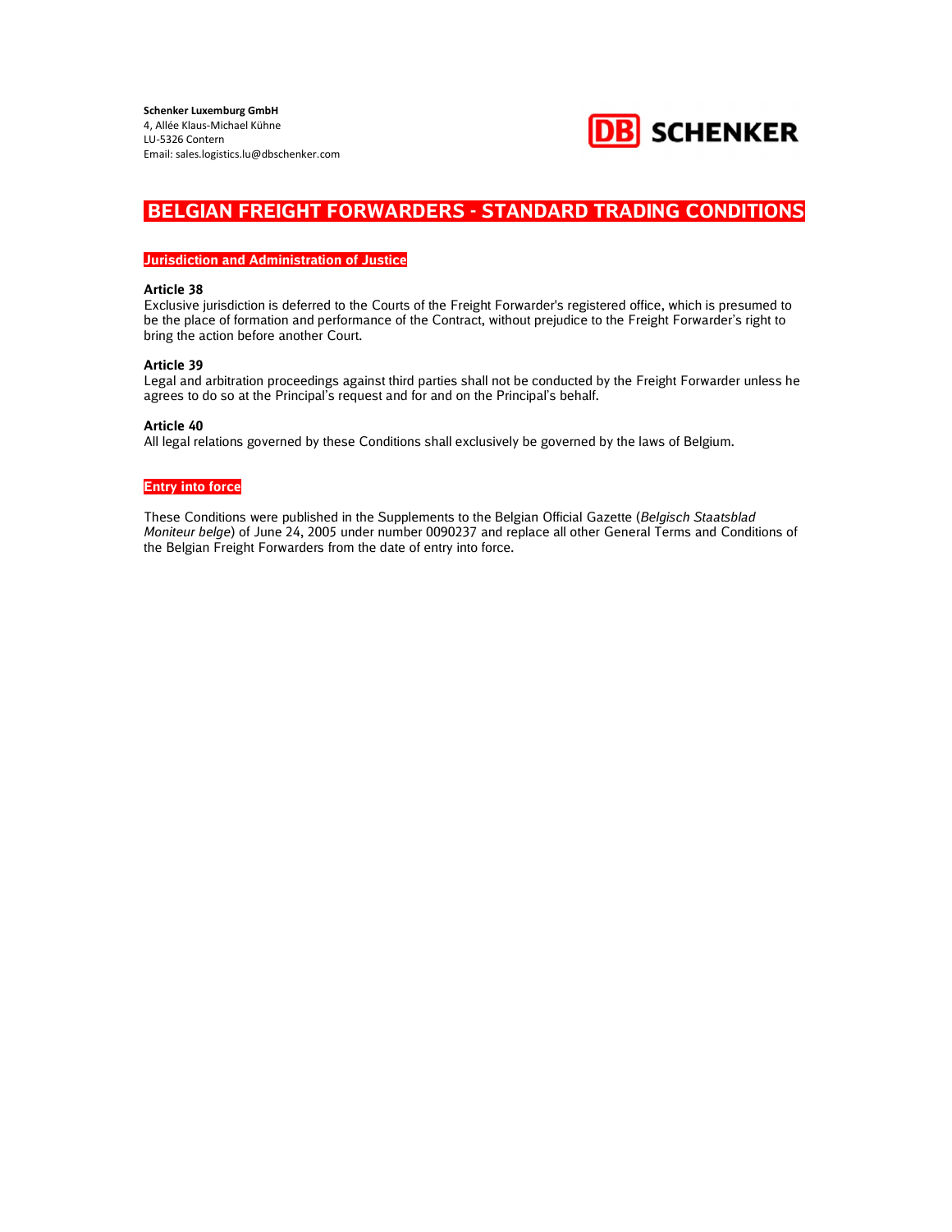**Schenker Luxemburg GmbH**
4, Allée Klaus-Michael Kühne
LU-5326 Contern
Email: sales.logistics.lu@dbschenker.com

# BELGIAN FREIGHT FORWARDERS - STANDARD TRADING CONDITIONS

## Jurisdiction and Administration of Justice

**Article 38**
Exclusive jurisdiction is deferred to the Courts of the Freight Forwarder's registered office, which is presumed to be the place of formation and performance of the Contract, without prejudice to the Freight Forwarder's right to bring the action before another Court.

**Article 39**
Legal and arbitration proceedings against third parties shall not be conducted by the Freight Forwarder unless he agrees to do so at the Principal's request and for and on the Principal's behalf.

**Article 40**
All legal relations governed by these Conditions shall exclusively be governed by the laws of Belgium.

## Entry into force

These Conditions were published in the Supplements to the Belgian Official Gazette (*Belgisch Staatsblad Moniteur belge*) of June 24, 2005 under number 0090237 and replace all other General Terms and Conditions of the Belgian Freight Forwarders from the date of entry into force.